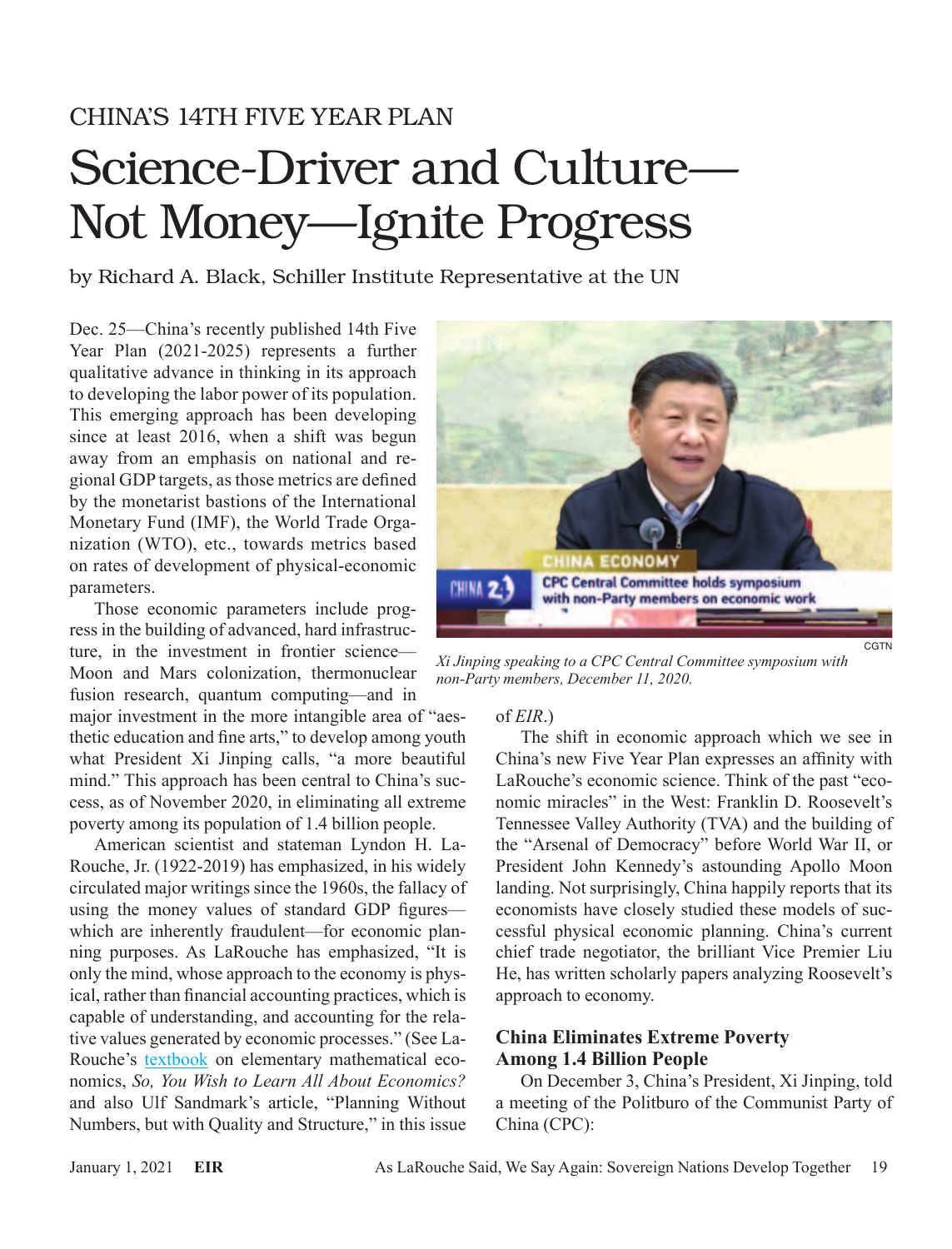CHINA'S 14TH FIVE YEAR PLAN

# Science-Driver and Culture—Not Money—Ignite Progress

by Richard A. Black, Schiller Institute Representative at the UN

Dec. 25—China's recently published 14th Five Year Plan (2021-2025) represents a further qualitative advance in thinking in its approach to developing the labor power of its population. This emerging approach has been developing since at least 2016, when a shift was begun away from an emphasis on national and regional GDP targets, as those metrics are defined by the monetarist bastions of the International Monetary Fund (IMF), the World Trade Organization (WTO), etc., towards metrics based on rates of development of physical-economic parameters.

Those economic parameters include progress in the building of advanced, hard infrastructure, in the investment in frontier science—Moon and Mars colonization, thermonuclear fusion research, quantum computing—and in major investment in the more intangible area of "aesthetic education and fine arts," to develop among youth what President Xi Jinping calls, "a more beautiful mind." This approach has been central to China's success, as of November 2020, in eliminating all extreme poverty among its population of 1.4 billion people.

CGTN

*Xi Jinping speaking to a CPC Central Committee symposium with non-Party members, December 11, 2020.*

American scientist and statesman Lyndon H. LaRouche, Jr. (1922-2019) has emphasized, in his widely circulated major writings since the 1960s, the fallacy of using the money values of standard GDP figures—which are inherently fraudulent—for economic planning purposes. As LaRouche has emphasized, "It is only the mind, whose approach to the economy is physical, rather than financial accounting practices, which is capable of understanding, and accounting for the relative values generated by economic processes." (See LaRouche's textbook on elementary mathematical economics, *So, You Wish to Learn All About Economics?* and also Ulf Sandmark's article, "Planning Without Numbers, but with Quality and Structure," in this issue of *EIR*.)

The shift in economic approach which we see in China's new Five Year Plan expresses an affinity with LaRouche's economic science. Think of the past "economic miracles" in the West: Franklin D. Roosevelt's Tennessee Valley Authority (TVA) and the building of the "Arsenal of Democracy" before World War II, or President John Kennedy's astounding Apollo Moon landing. Not surprisingly, China happily reports that its economists have closely studied these models of successful physical economic planning. China's current chief trade negotiator, the brilliant Vice Premier Liu He, has written scholarly papers analyzing Roosevelt's approach to economy.

### China Eliminates Extreme Poverty Among 1.4 Billion People

On December 3, China's President, Xi Jinping, told a meeting of the Politburo of the Communist Party of China (CPC):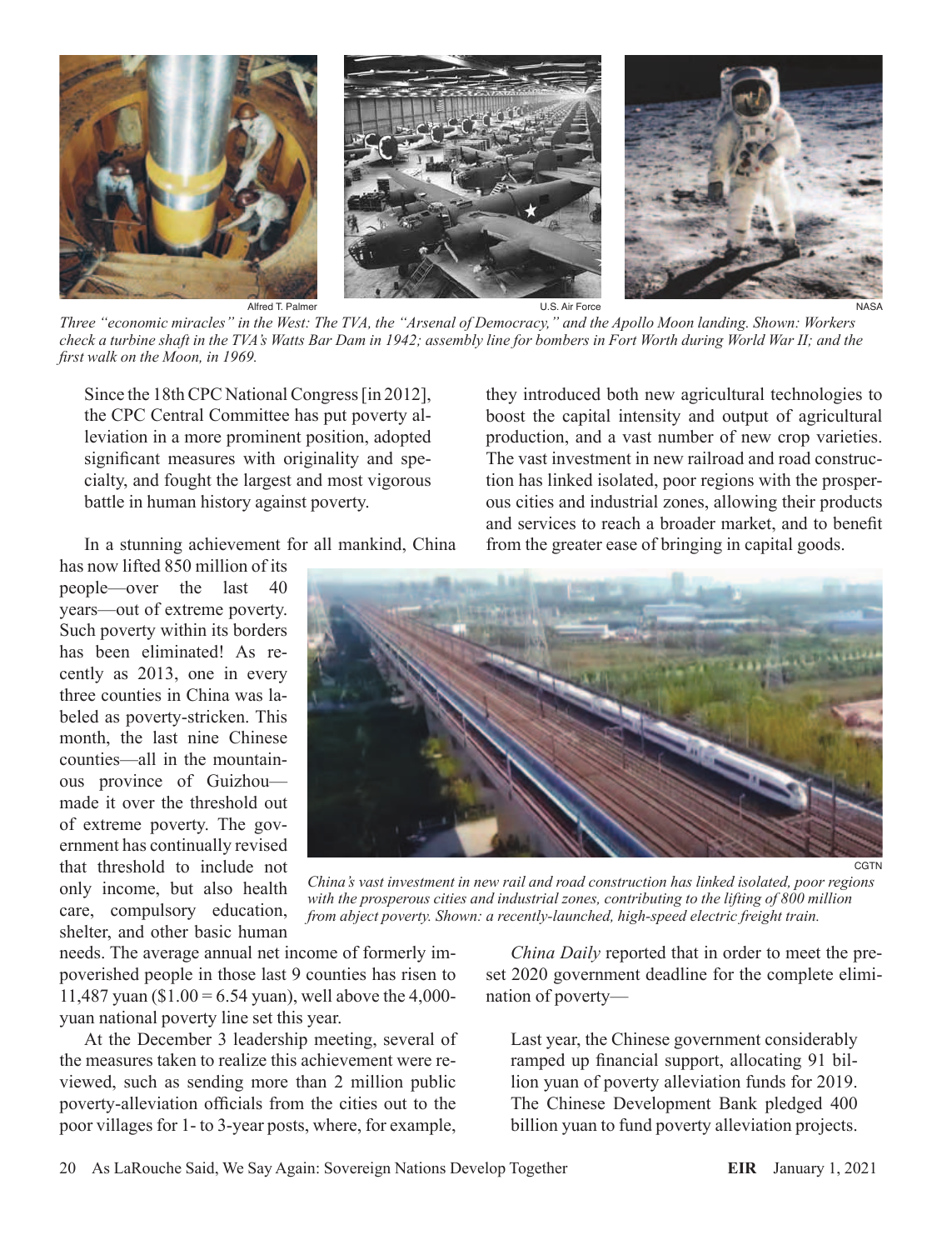Alfred T. Palmer U.S. Air Force NASA

*Three "economic miracles" in the West: The TVA, the "Arsenal of Democracy," and the Apollo Moon landing. Shown: Workers check a turbine shaft in the TVA's Watts Bar Dam in 1942; assembly line for bombers in Fort Worth during World War II; and the first walk on the Moon, in 1969.*

> Since the 18th CPC National Congress [in 2012], the CPC Central Committee has put poverty alleviation in a more prominent position, adopted significant measures with originality and specialty, and fought the largest and most vigorous battle in human history against poverty.

In a stunning achievement for all mankind, China has now lifted 850 million of its people—over the last 40 years—out of extreme poverty. Such poverty within its borders has been eliminated! As recently as 2013, one in every three counties in China was labeled as poverty-stricken. This month, the last nine Chinese counties—all in the mountainous province of Guizhou—made it over the threshold out of extreme poverty. The government has continually revised that threshold to include not only income, but also health care, compulsory education, shelter, and other basic human needs. The average annual net income of formerly impoverished people in those last 9 counties has risen to 11,487 yuan ($1.00 = 6.54 yuan), well above the 4,000-yuan national poverty line set this year.

At the December 3 leadership meeting, several of the measures taken to realize this achievement were reviewed, such as sending more than 2 million public poverty-alleviation officials from the cities out to the poor villages for 1- to 3-year posts, where, for example, they introduced both new agricultural technologies to boost the capital intensity and output of agricultural production, and a vast number of new crop varieties. The vast investment in new railroad and road construction has linked isolated, poor regions with the prosperous cities and industrial zones, allowing their products and services to reach a broader market, and to benefit from the greater ease of bringing in capital goods.

CGTN

*China's vast investment in new rail and road construction has linked isolated, poor regions with the prosperous cities and industrial zones, contributing to the lifting of 800 million from abject poverty. Shown: a recently-launched, high-speed electric freight train.*

*China Daily* reported that in order to meet the preset 2020 government deadline for the complete elimination of poverty—

> Last year, the Chinese government considerably ramped up financial support, allocating 91 billion yuan of poverty alleviation funds for 2019. The Chinese Development Bank pledged 400 billion yuan to fund poverty alleviation projects.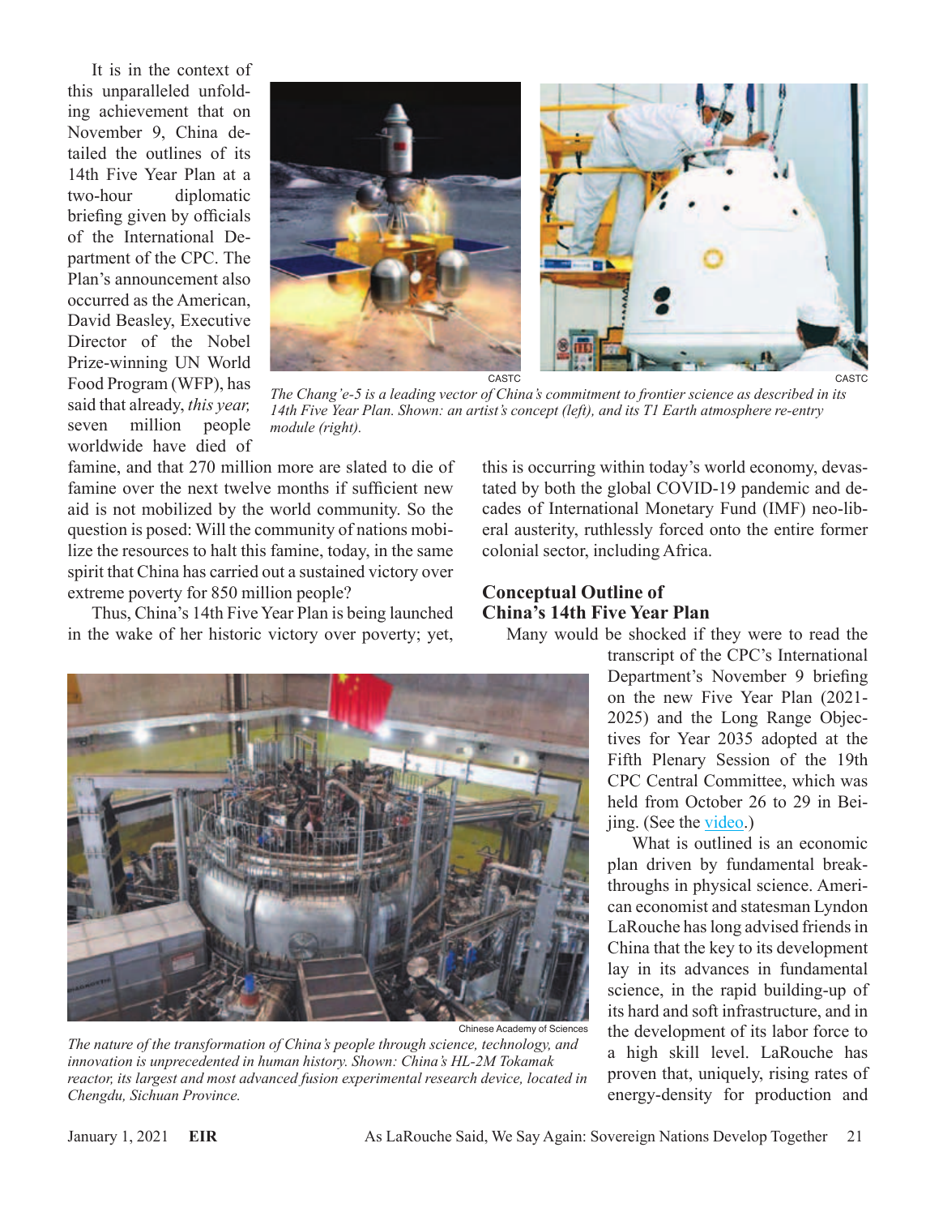It is in the context of this unparalleled unfolding achievement that on November 9, China detailed the outlines of its 14th Five Year Plan at a two-hour diplomatic briefing given by officials of the International Department of the CPC. The Plan's announcement also occurred as the American, David Beasley, Executive Director of the Nobel Prize-winning UN World Food Program (WFP), has said that already, *this year,* seven million people worldwide have died of famine, and that 270 million more are slated to die of famine over the next twelve months if sufficient new aid is not mobilized by the world community. So the question is posed: Will the community of nations mobilize the resources to halt this famine, today, in the same spirit that China has carried out a sustained victory over extreme poverty for 850 million people?

CASTC CASTC

*The Chang'e-5 is a leading vector of China's commitment to frontier science as described in its 14th Five Year Plan. Shown: an artist's concept (left), and its T1 Earth atmosphere re-entry module (right).*

Thus, China's 14th Five Year Plan is being launched in the wake of her historic victory over poverty; yet, this is occurring within today's world economy, devastated by both the global COVID-19 pandemic and decades of International Monetary Fund (IMF) neo-liberal austerity, ruthlessly forced onto the entire former colonial sector, including Africa.

## Conceptual Outline of China's 14th Five Year Plan

Many would be shocked if they were to read the transcript of the CPC's International Department's November 9 briefing on the new Five Year Plan (2021-2025) and the Long Range Objectives for Year 2035 adopted at the Fifth Plenary Session of the 19th CPC Central Committee, which was held from October 26 to 29 in Beijing. (See the video.)

What is outlined is an economic plan driven by fundamental breakthroughs in physical science. American economist and statesman Lyndon LaRouche has long advised friends in China that the key to its development lay in its advances in fundamental science, in the rapid building-up of its hard and soft infrastructure, and in the development of its labor force to a high skill level. LaRouche has proven that, uniquely, rising rates of energy-density for production and

Chinese Academy of Sciences

*The nature of the transformation of China's people through science, technology, and innovation is unprecedented in human history. Shown: China's HL-2M Tokamak reactor, its largest and most advanced fusion experimental research device, located in Chengdu, Sichuan Province.*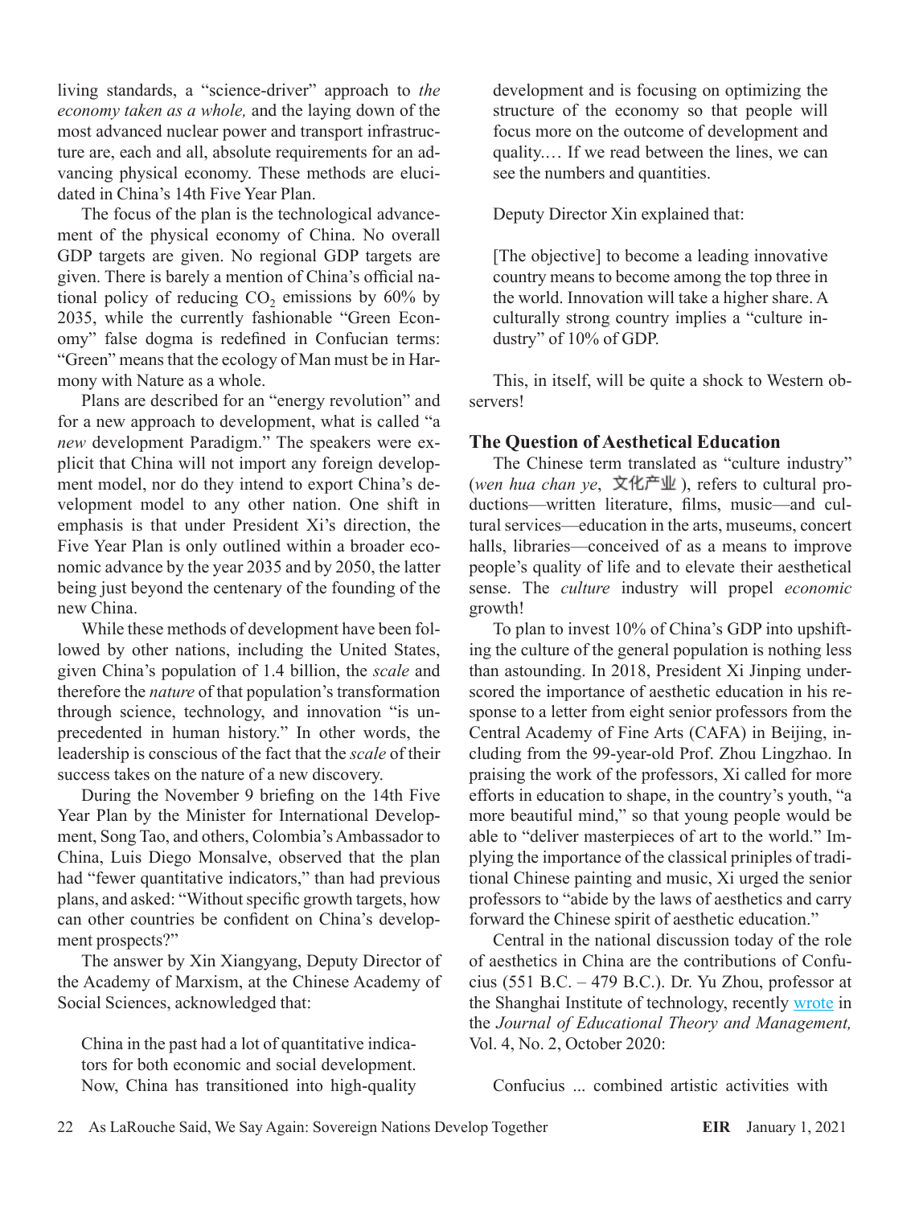living standards, a "science-driver" approach to *the economy taken as a whole,* and the laying down of the most advanced nuclear power and transport infrastructure are, each and all, absolute requirements for an advancing physical economy. These methods are elucidated in China's 14th Five Year Plan.

The focus of the plan is the technological advancement of the physical economy of China. No overall GDP targets are given. No regional GDP targets are given. There is barely a mention of China's official national policy of reducing $CO_2$ emissions by 60% by 2035, while the currently fashionable "Green Economy" false dogma is redefined in Confucian terms: "Green" means that the ecology of Man must be in Harmony with Nature as a whole.

Plans are described for an "energy revolution" and for a new approach to development, what is called "a *new* development Paradigm." The speakers were explicit that China will not import any foreign development model, nor do they intend to export China's development model to any other nation. One shift in emphasis is that under President Xi's direction, the Five Year Plan is only outlined within a broader economic advance by the year 2035 and by 2050, the latter being just beyond the centenary of the founding of the new China.

While these methods of development have been followed by other nations, including the United States, given China's population of 1.4 billion, the *scale* and therefore the *nature* of that population's transformation through science, technology, and innovation "is unprecedented in human history." In other words, the leadership is conscious of the fact that the *scale* of their success takes on the nature of a new discovery.

During the November 9 briefing on the 14th Five Year Plan by the Minister for International Development, Song Tao, and others, Colombia's Ambassador to China, Luis Diego Monsalve, observed that the plan had "fewer quantitative indicators," than had previous plans, and asked: "Without specific growth targets, how can other countries be confident on China's development prospects?"

The answer by Xin Xiangyang, Deputy Director of the Academy of Marxism, at the Chinese Academy of Social Sciences, acknowledged that:

> China in the past had a lot of quantitative indicators for both economic and social development. Now, China has transitioned into high-quality development and is focusing on optimizing the structure of the economy so that people will focus more on the outcome of development and quality.… If we read between the lines, we can see the numbers and quantities.

Deputy Director Xin explained that:

> [The objective] to become a leading innovative country means to become among the top three in the world. Innovation will take a higher share. A culturally strong country implies a "culture industry" of 10% of GDP.

This, in itself, will be quite a shock to Western observers!

### The Question of Aesthetical Education

The Chinese term translated as "culture industry" (*wen hua chan ye*, 文化产业), refers to cultural productions—written literature, films, music—and cultural services—education in the arts, museums, concert halls, libraries—conceived of as a means to improve people's quality of life and to elevate their aesthetical sense. The *culture* industry will propel *economic* growth!

To plan to invest 10% of China's GDP into upshifting the culture of the general population is nothing less than astounding. In 2018, President Xi Jinping underscored the importance of aesthetic education in his response to a letter from eight senior professors from the Central Academy of Fine Arts (CAFA) in Beijing, including from the 99-year-old Prof. Zhou Lingzhao. In praising the work of the professors, Xi called for more efforts in education to shape, in the country's youth, "a more beautiful mind," so that young people would be able to "deliver masterpieces of art to the world." Implying the importance of the classical priniples of traditional Chinese painting and music, Xi urged the senior professors to "abide by the laws of aesthetics and carry forward the Chinese spirit of aesthetic education."

Central in the national discussion today of the role of aesthetics in China are the contributions of Confucius (551 B.C. – 479 B.C.). Dr. Yu Zhou, professor at the Shanghai Institute of technology, recently wrote in the *Journal of Educational Theory and Management,* Vol. 4, No. 2, October 2020:

> Confucius ... combined artistic activities with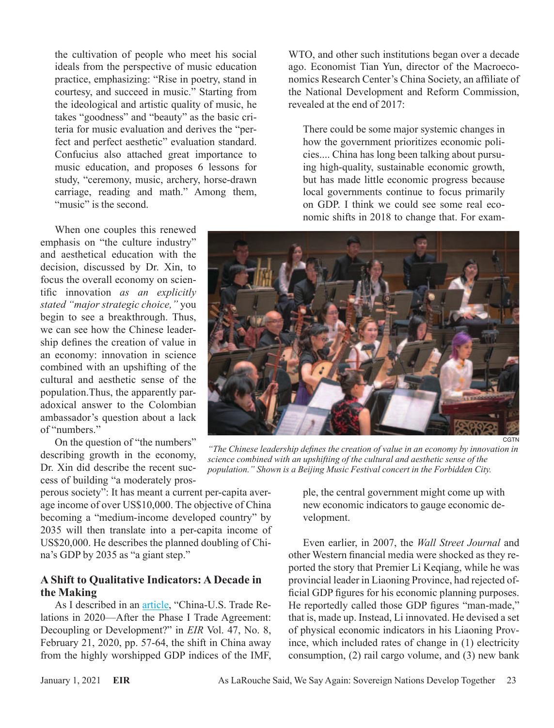the cultivation of people who meet his social ideals from the perspective of music education practice, emphasizing: "Rise in poetry, stand in courtesy, and succeed in music." Starting from the ideological and artistic quality of music, he takes "goodness" and "beauty" as the basic criteria for music evaluation and derives the "perfect and perfect aesthetic" evaluation standard. Confucius also attached great importance to music education, and proposes 6 lessons for study, "ceremony, music, archery, horse-drawn carriage, reading and math." Among them, "music" is the second.

When one couples this renewed emphasis on "the culture industry" and aesthetical education with the decision, discussed by Dr. Xin, to focus the overall economy on scientific innovation *as an explicitly stated "major strategic choice,"* you begin to see a breakthrough. Thus, we can see how the Chinese leadership defines the creation of value in an economy: innovation in science combined with an upshifting of the cultural and aesthetic sense of the population.Thus, the apparently paradoxical answer to the Colombian ambassador's question about a lack of "numbers."

On the question of "the numbers" describing growth in the economy, Dr. Xin did describe the recent success of building "a moderately prosperous society": It has meant a current per-capita average income of over US$10,000. The objective of China becoming a "medium-income developed country" by 2035 will then translate into a per-capita income of US$20,000. He describes the planned doubling of China's GDP by 2035 as "a giant step."

## A Shift to Qualitative Indicators: A Decade in the Making

As I described in an article, "China-U.S. Trade Relations in 2020—After the Phase I Trade Agreement: Decoupling or Development?" in *EIR* Vol. 47, No. 8, February 21, 2020, pp. 57-64, the shift in China away from the highly worshipped GDP indices of the IMF, WTO, and other such institutions began over a decade ago. Economist Tian Yun, director of the Macroeconomics Research Center's China Society, an affiliate of the National Development and Reform Commission, revealed at the end of 2017:

> There could be some major systemic changes in how the government prioritizes economic policies.... China has long been talking about pursuing high-quality, sustainable economic growth, but has made little economic progress because local governments continue to focus primarily on GDP. I think we could see some real economic shifts in 2018 to change that. For example, the central government might come up with new economic indicators to gauge economic development.

CGTN

*"The Chinese leadership defines the creation of value in an economy by innovation in science combined with an upshifting of the cultural and aesthetic sense of the population." Shown is a Beijing Music Festival concert in the Forbidden City.*

Even earlier, in 2007, the *Wall Street Journal* and other Western financial media were shocked as they reported the story that Premier Li Keqiang, while he was provincial leader in Liaoning Province, had rejected official GDP figures for his economic planning purposes. He reportedly called those GDP figures "man-made," that is, made up. Instead, Li innovated. He devised a set of physical economic indicators in his Liaoning Province, which included rates of change in (1) electricity consumption, (2) rail cargo volume, and (3) new bank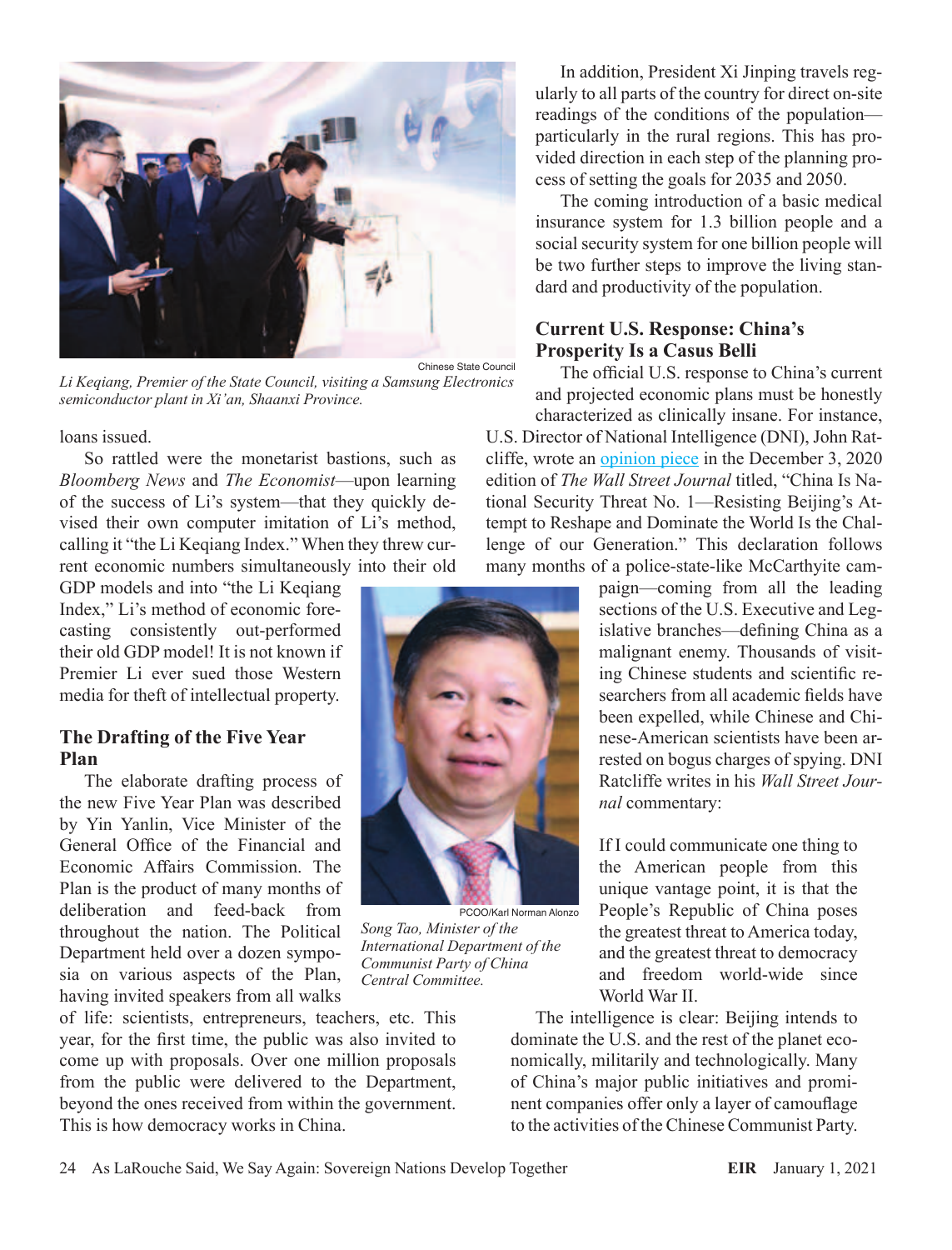Li Keqiang, Premier of the State Council, visiting a Samsung Electronics semiconductor plant in Xi'an, Shaanxi Province.

loans issued.

So rattled were the monetarist bastions, such as *Bloomberg News* and *The Economist*—upon learning of the success of Li's system—that they quickly devised their own computer imitation of Li's method, calling it "the Li Keqiang Index." When they threw current economic numbers simultaneously into their old GDP models and into "the Li Keqiang Index," Li's method of economic forecasting consistently out-performed their old GDP model! It is not known if Premier Li ever sued those Western media for theft of intellectual property.

## The Drafting of the Five Year Plan

The elaborate drafting process of the new Five Year Plan was described by Yin Yanlin, Vice Minister of the General Office of the Financial and Economic Affairs Commission. The Plan is the product of many months of deliberation and feed-back from throughout the nation. The Political Department held over a dozen symposia on various aspects of the Plan, having invited speakers from all walks of life: scientists, entrepreneurs, teachers, etc. This year, for the first time, the public was also invited to come up with proposals. Over one million proposals from the public were delivered to the Department, beyond the ones received from within the government. This is how democracy works in China.

Song Tao, Minister of the International Department of the Communist Party of China Central Committee.

In addition, President Xi Jinping travels regularly to all parts of the country for direct on-site readings of the conditions of the population—particularly in the rural regions. This has provided direction in each step of the planning process of setting the goals for 2035 and 2050.

The coming introduction of a basic medical insurance system for 1.3 billion people and a social security system for one billion people will be two further steps to improve the living standard and productivity of the population.

## Current U.S. Response: China's Prosperity Is a Casus Belli

The official U.S. response to China's current and projected economic plans must be honestly characterized as clinically insane. For instance, U.S. Director of National Intelligence (DNI), John Ratcliffe, wrote an opinion piece in the December 3, 2020 edition of *The Wall Street Journal* titled, "China Is National Security Threat No. 1—Resisting Beijing's Attempt to Reshape and Dominate the World Is the Challenge of our Generation." This declaration follows many months of a police-state-like McCarthyite campaign—coming from all the leading sections of the U.S. Executive and Legislative branches—defining China as a malignant enemy. Thousands of visiting Chinese students and scientific researchers from all academic fields have been expelled, while Chinese and Chinese-American scientists have been arrested on bogus charges of spying. DNI Ratcliffe writes in his *Wall Street Journal* commentary:

> If I could communicate one thing to the American people from this unique vantage point, it is that the People's Republic of China poses the greatest threat to America today, and the greatest threat to democracy and freedom world-wide since World War II.

The intelligence is clear: Beijing intends to dominate the U.S. and the rest of the planet economically, militarily and technologically. Many of China's major public initiatives and prominent companies offer only a layer of camouflage to the activities of the Chinese Communist Party.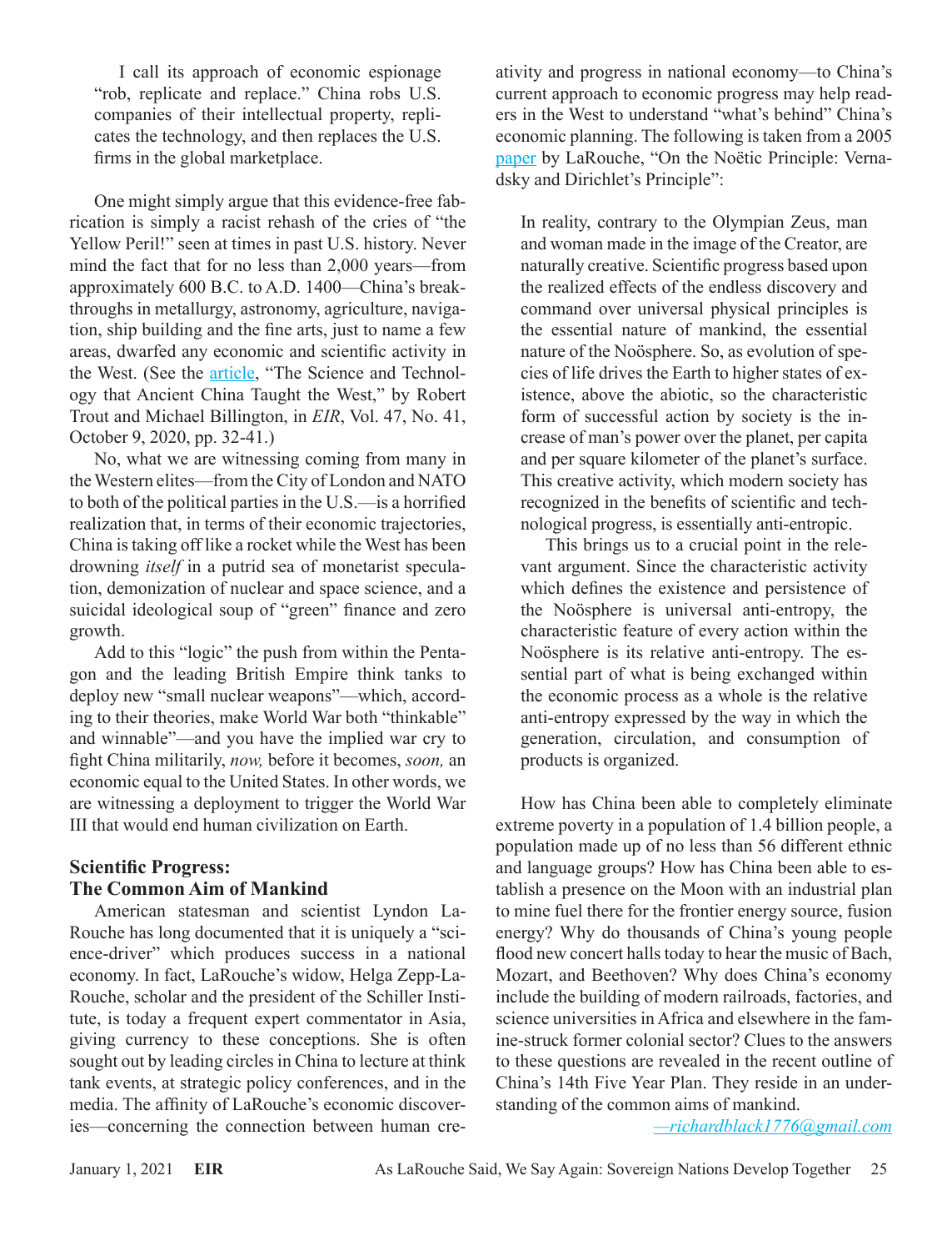> I call its approach of economic espionage "rob, replicate and replace." China robs U.S. companies of their intellectual property, replicates the technology, and then replaces the U.S. firms in the global marketplace.

One might simply argue that this evidence-free fabrication is simply a racist rehash of the cries of "the Yellow Peril!" seen at times in past U.S. history. Never mind the fact that for no less than 2,000 years—from approximately 600 B.C. to A.D. 1400—China's breakthroughs in metallurgy, astronomy, agriculture, navigation, ship building and the fine arts, just to name a few areas, dwarfed any economic and scientific activity in the West. (See the article, "The Science and Technology that Ancient China Taught the West," by Robert Trout and Michael Billington, in *EIR*, Vol. 47, No. 41, October 9, 2020, pp. 32-41.)

No, what we are witnessing coming from many in the Western elites—from the City of London and NATO to both of the political parties in the U.S.—is a horrified realization that, in terms of their economic trajectories, China is taking off like a rocket while the West has been drowning *itself* in a putrid sea of monetarist speculation, demonization of nuclear and space science, and a suicidal ideological soup of "green" finance and zero growth.

Add to this "logic" the push from within the Pentagon and the leading British Empire think tanks to deploy new "small nuclear weapons"—which, according to their theories, make World War both "thinkable" and winnable"—and you have the implied war cry to fight China militarily, *now,* before it becomes, *soon,* an economic equal to the United States. In other words, we are witnessing a deployment to trigger the World War III that would end human civilization on Earth.

## Scientific Progress: The Common Aim of Mankind

American statesman and scientist Lyndon LaRouche has long documented that it is uniquely a "science-driver" which produces success in a national economy. In fact, LaRouche's widow, Helga Zepp-LaRouche, scholar and the president of the Schiller Institute, is today a frequent expert commentator in Asia, giving currency to these conceptions. She is often sought out by leading circles in China to lecture at think tank events, at strategic policy conferences, and in the media. The affinity of LaRouche's economic discoveries—concerning the connection between human creativity and progress in national economy—to China's current approach to economic progress may help readers in the West to understand "what's behind" China's economic planning. The following is taken from a 2005 paper by LaRouche, "On the Noëtic Principle: Vernadsky and Dirichlet's Principle":

> In reality, contrary to the Olympian Zeus, man and woman made in the image of the Creator, are naturally creative. Scientific progress based upon the realized effects of the endless discovery and command over universal physical principles is the essential nature of mankind, the essential nature of the Noösphere. So, as evolution of species of life drives the Earth to higher states of existence, above the abiotic, so the characteristic form of successful action by society is the increase of man's power over the planet, per capita and per square kilometer of the planet's surface. This creative activity, which modern society has recognized in the benefits of scientific and technological progress, is essentially anti-entropic.
>
> This brings us to a crucial point in the relevant argument. Since the characteristic activity which defines the existence and persistence of the Noösphere is universal anti-entropy, the characteristic feature of every action within the Noösphere is its relative anti-entropy. The essential part of what is being exchanged within the economic process as a whole is the relative anti-entropy expressed by the way in which the generation, circulation, and consumption of products is organized.

How has China been able to completely eliminate extreme poverty in a population of 1.4 billion people, a population made up of no less than 56 different ethnic and language groups? How has China been able to establish a presence on the Moon with an industrial plan to mine fuel there for the frontier energy source, fusion energy? Why do thousands of China's young people flood new concert halls today to hear the music of Bach, Mozart, and Beethoven? Why does China's economy include the building of modern railroads, factories, and science universities in Africa and elsewhere in the famine-struck former colonial sector? Clues to the answers to these questions are revealed in the recent outline of China's 14th Five Year Plan. They reside in an understanding of the common aims of mankind.

*—richardblack1776@gmail.com*